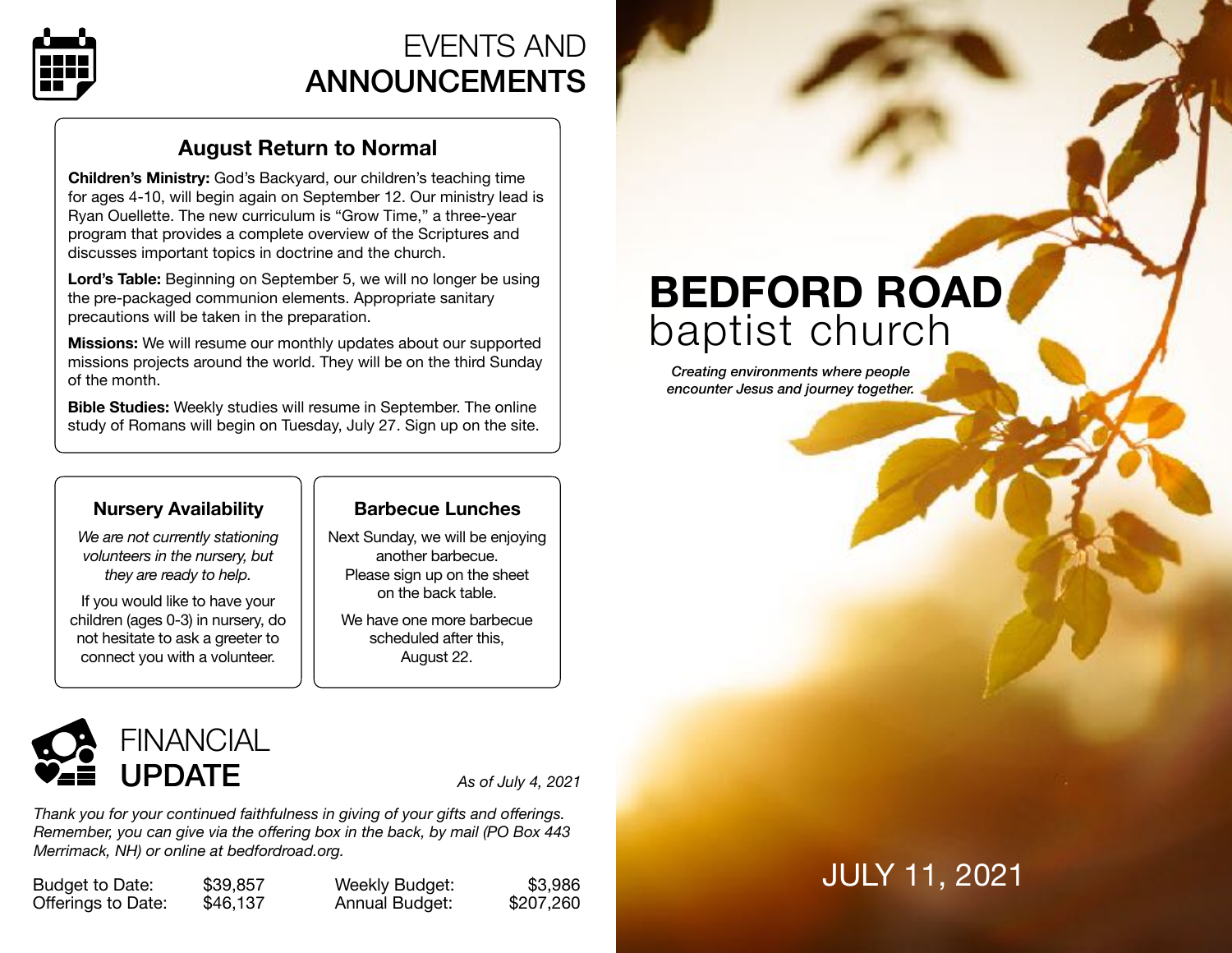# EVENTS AND ANNOUNCEMENTS

## August Return to Normal

**Children's Ministry:** God's Backyard, our children's teaching time for ages 4-10, will begin again on September 12. Our ministry lead is Ryan Ouellette. The new curriculum is "Grow Time," a three-year program that provides a complete overview of the Scriptures and discusses important topics in doctrine and the church.

**Lord's Table:** Beginning on September 5, we will no longer be using the pre-packaged communion elements. Appropriate sanitary precautions will be taken in the preparation.

**Missions:** We will resume our monthly updates about our supported missions projects around the world. They will be on the third Sunday of the month.

**Bible Studies:** Weekly studies will resume in September. The online study of Romans will begin on Tuesday, July 27. Sign up on the site.

## Nursery Availability

*We are not currently stationing volunteers in the nursery, but they are ready to help.*

If you would like to have your children (ages 0-3) in nursery, do not hesitate to ask a greeter to connect you with a volunteer.

## Barbecue Lunches

Next Sunday, we will be enjoying another barbecue. Please sign up on the sheet on the back table.

We have one more barbecue scheduled after this, August 22.

# FINANCIAL UPDATE

*As of July 4, 2021*

*Thank you for your continued faithfulness in giving of your gifts and offerings. Remember, you can give via the offering box in the back, by mail (PO Box 443 Merrimack, NH) or online at bedfordroad.org.*

| | | | |
|---|---|---|---|
| Budget to Date: | $39,857 | Weekly Budget: | $3,986 |
| Offerings to Date: | $46,137 | Annual Budget: | $207,260 |

# BEDFORD ROAD baptist church

*Creating environments where people encounter Jesus and journey together.*

JULY 11, 2021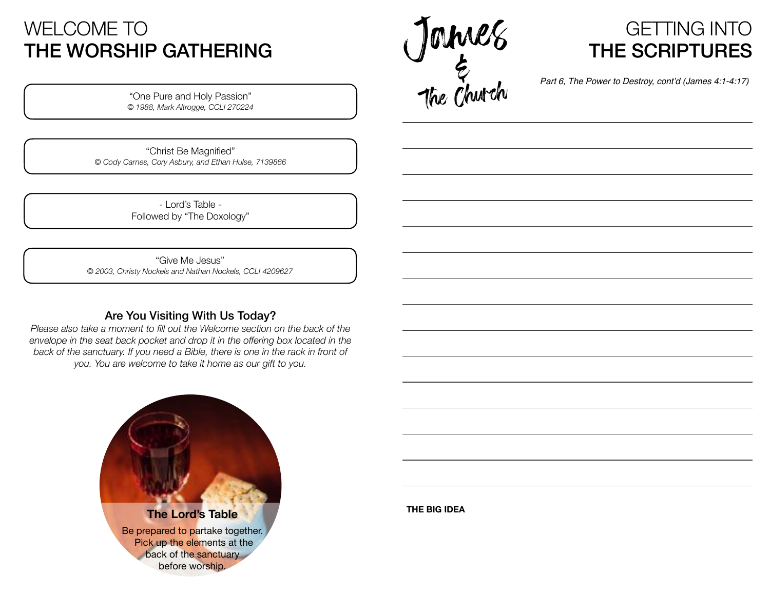# WELCOME TO **THE WORSHIP GATHERING**

"One Pure and Holy Passion"
*© 1988, Mark Altrogge, CCLI 270224*

"Christ Be Magnified"
*© Cody Carnes, Cory Asbury, and Ethan Hulse, 7139866*

- Lord's Table -
Followed by "The Doxology"

"Give Me Jesus"
*© 2003, Christy Nockels and Nathan Nockels, CCLI 4209627*

### Are You Visiting With Us Today?

*Please also take a moment to fill out the Welcome section on the back of the envelope in the seat back pocket and drop it in the offering box located in the back of the sanctuary. If you need a Bible, there is one in the rack in front of you. You are welcome to take it home as our gift to you.*

**The Lord's Table**

Be prepared to partake together. Pick up the elements at the back of the sanctuary before worship.

James & The Church

# GETTING INTO **THE SCRIPTURES**

*Part 6, The Power to Destroy, cont'd (James 4:1-4:17)*

**THE BIG IDEA**